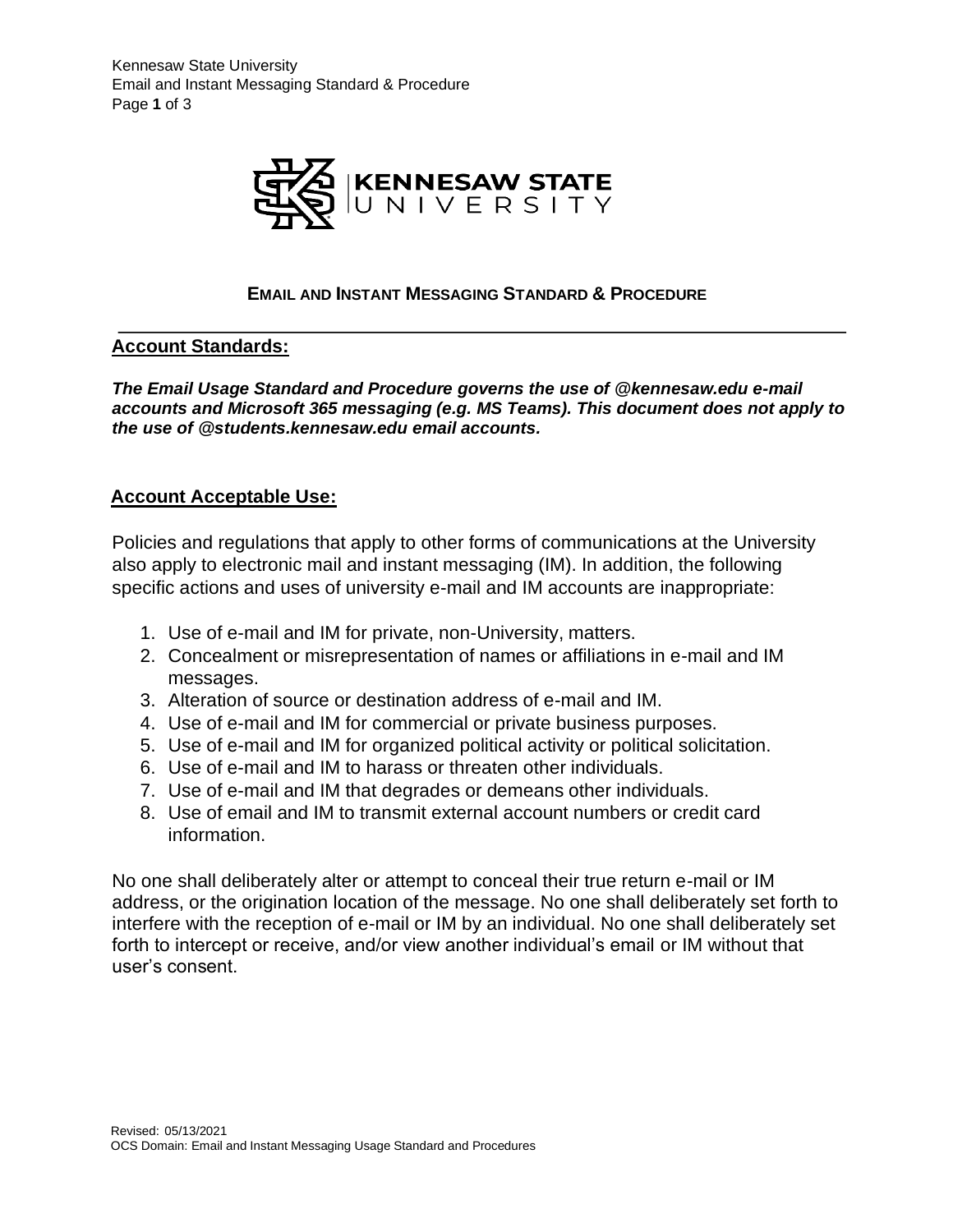# EMAIL AND INSTANT MESSAGING STANDARD & PROCEDURE

## Account Standards:

***The Email Usage Standard and Procedure governs the use of @kennesaw.edu e-mail accounts and Microsoft 365 messaging (e.g. MS Teams). This document does not apply to the use of @students.kennesaw.edu email accounts.***

## Account Acceptable Use:

Policies and regulations that apply to other forms of communications at the University also apply to electronic mail and instant messaging (IM). In addition, the following specific actions and uses of university e-mail and IM accounts are inappropriate:

1. Use of e-mail and IM for private, non-University, matters.
2. Concealment or misrepresentation of names or affiliations in e-mail and IM messages.
3. Alteration of source or destination address of e-mail and IM.
4. Use of e-mail and IM for commercial or private business purposes.
5. Use of e-mail and IM for organized political activity or political solicitation.
6. Use of e-mail and IM to harass or threaten other individuals.
7. Use of e-mail and IM that degrades or demeans other individuals.
8. Use of email and IM to transmit external account numbers or credit card information.

No one shall deliberately alter or attempt to conceal their true return e-mail or IM address, or the origination location of the message. No one shall deliberately set forth to interfere with the reception of e-mail or IM by an individual. No one shall deliberately set forth to intercept or receive, and/or view another individual's email or IM without that user's consent.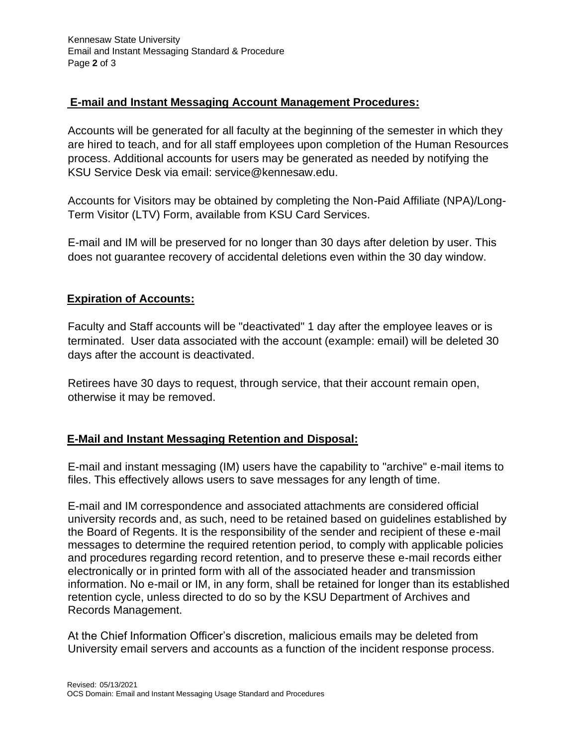## E-mail and Instant Messaging Account Management Procedures:

Accounts will be generated for all faculty at the beginning of the semester in which they are hired to teach, and for all staff employees upon completion of the Human Resources process. Additional accounts for users may be generated as needed by notifying the KSU Service Desk via email: service@kennesaw.edu.

Accounts for Visitors may be obtained by completing the Non-Paid Affiliate (NPA)/Long-Term Visitor (LTV) Form, available from KSU Card Services.

E-mail and IM will be preserved for no longer than 30 days after deletion by user. This does not guarantee recovery of accidental deletions even within the 30 day window.

## Expiration of Accounts:

Faculty and Staff accounts will be "deactivated" 1 day after the employee leaves or is terminated. User data associated with the account (example: email) will be deleted 30 days after the account is deactivated.

Retirees have 30 days to request, through service, that their account remain open, otherwise it may be removed.

## E-Mail and Instant Messaging Retention and Disposal:

E-mail and instant messaging (IM) users have the capability to "archive" e-mail items to files. This effectively allows users to save messages for any length of time.

E-mail and IM correspondence and associated attachments are considered official university records and, as such, need to be retained based on guidelines established by the Board of Regents. It is the responsibility of the sender and recipient of these e-mail messages to determine the required retention period, to comply with applicable policies and procedures regarding record retention, and to preserve these e-mail records either electronically or in printed form with all of the associated header and transmission information. No e-mail or IM, in any form, shall be retained for longer than its established retention cycle, unless directed to do so by the KSU Department of Archives and Records Management.

At the Chief Information Officer's discretion, malicious emails may be deleted from University email servers and accounts as a function of the incident response process.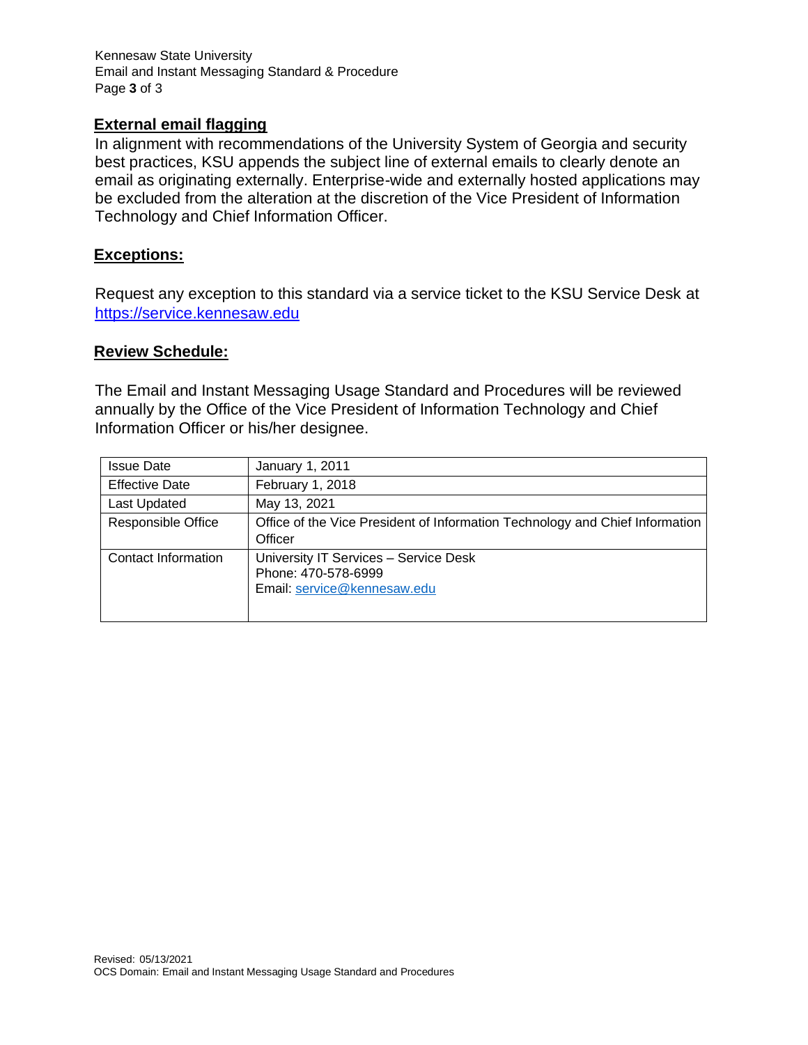## External email flagging

In alignment with recommendations of the University System of Georgia and security best practices, KSU appends the subject line of external emails to clearly denote an email as originating externally. Enterprise-wide and externally hosted applications may be excluded from the alteration at the discretion of the Vice President of Information Technology and Chief Information Officer.

## Exceptions:

Request any exception to this standard via a service ticket to the KSU Service Desk at https://service.kennesaw.edu

## Review Schedule:

The Email and Instant Messaging Usage Standard and Procedures will be reviewed annually by the Office of the Vice President of Information Technology and Chief Information Officer or his/her designee.

| | |
|---|---|
| Issue Date | January 1, 2011 |
| Effective Date | February 1, 2018 |
| Last Updated | May 13, 2021 |
| Responsible Office | Office of the Vice President of Information Technology and Chief Information Officer |
| Contact Information | University IT Services – Service Desk<br>Phone: 470-578-6999<br>Email: service@kennesaw.edu |